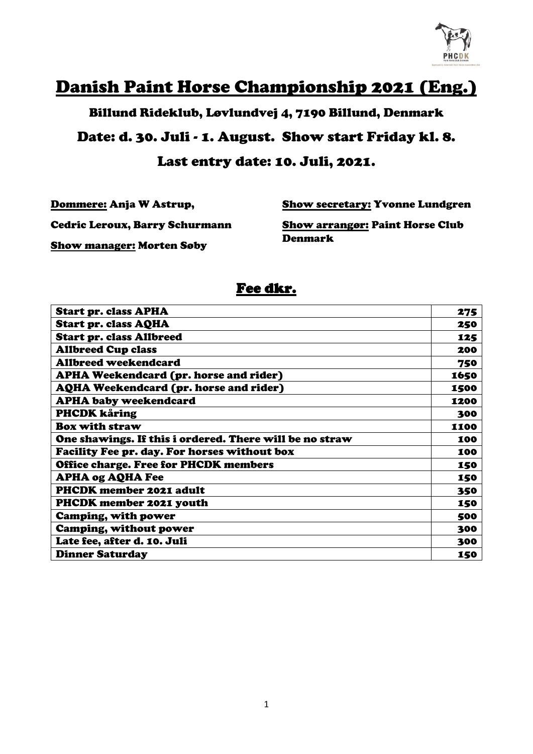# Danish Paint Horse Championship 2021 (Eng.)

## Billund Rideklub, Løvlundvej 4, 7190 Billund, Denmark

## Date: d. 30. Juli - 1. August. Show start Friday kl. 8.

## Last entry date: 10. Juli, 2021.

**Dommere:** Anja W Astrup, Cedric Leroux, Barry Schurmann

**Show manager:** Morten Søby

**Show secretary:** Yvonne Lundgren

**Show arrangør:** Paint Horse Club Denmark

## Fee dkr.

| | |
|---|---:|
| Start pr. class APHA | 275 |
| Start pr. class AQHA | 250 |
| Start pr. class Allbreed | 125 |
| Allbreed Cup class | 200 |
| Allbreed weekendcard | 750 |
| APHA Weekendcard (pr. horse and rider) | 1650 |
| AQHA Weekendcard (pr. horse and rider) | 1500 |
| APHA baby weekendcard | 1200 |
| PHCDK kåring | 300 |
| Box with straw | 1100 |
| One shawings. If this i ordered. There will be no straw | 100 |
| Facility Fee pr. day. For horses without box | 100 |
| Office charge. Free for PHCDK members | 150 |
| APHA og AQHA Fee | 150 |
| PHCDK member 2021 adult | 350 |
| PHCDK member 2021 youth | 150 |
| Camping, with power | 500 |
| Camping, without power | 300 |
| Late fee, after d. 10. Juli | 300 |
| Dinner Saturday | 150 |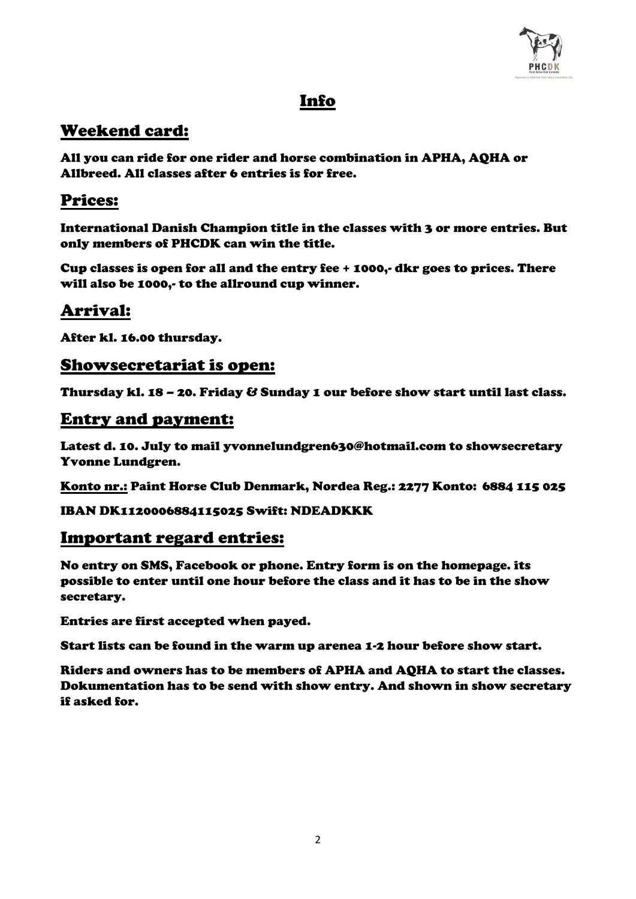# Info

## Weekend card:

**All you can ride for one rider and horse combination in APHA, AQHA or Allbreed. All classes after 6 entries is for free.**

## Prices:

**International Danish Champion title in the classes with 3 or more entries. But only members of PHCDK can win the title.**

**Cup classes is open for all and the entry fee + 1000,- dkr goes to prices. There will also be 1000,- to the allround cup winner.**

## Arrival:

**After kl. 16.00 thursday.**

## Showsecretariat is open:

**Thursday kl. 18 – 20. Friday & Sunday 1 our before show start until last class.**

## Entry and payment:

**Latest d. 10. July to mail yvonnelundgren630@hotmail.com to showsecretary Yvonne Lundgren.**

**Konto nr.: Paint Horse Club Denmark, Nordea Reg.: 2277 Konto: 6884 115 025**

**IBAN DK1120006884115025 Swift: NDEADKKK**

## Important regard entries:

**No entry on SMS, Facebook or phone. Entry form is on the homepage. its possible to enter until one hour before the class and it has to be in the show secretary.**

**Entries are first accepted when payed.**

**Start lists can be found in the warm up arenea 1-2 hour before show start.**

**Riders and owners has to be members of APHA and AQHA to start the classes. Dokumentation has to be send with show entry. And shown in show secretary if asked for.**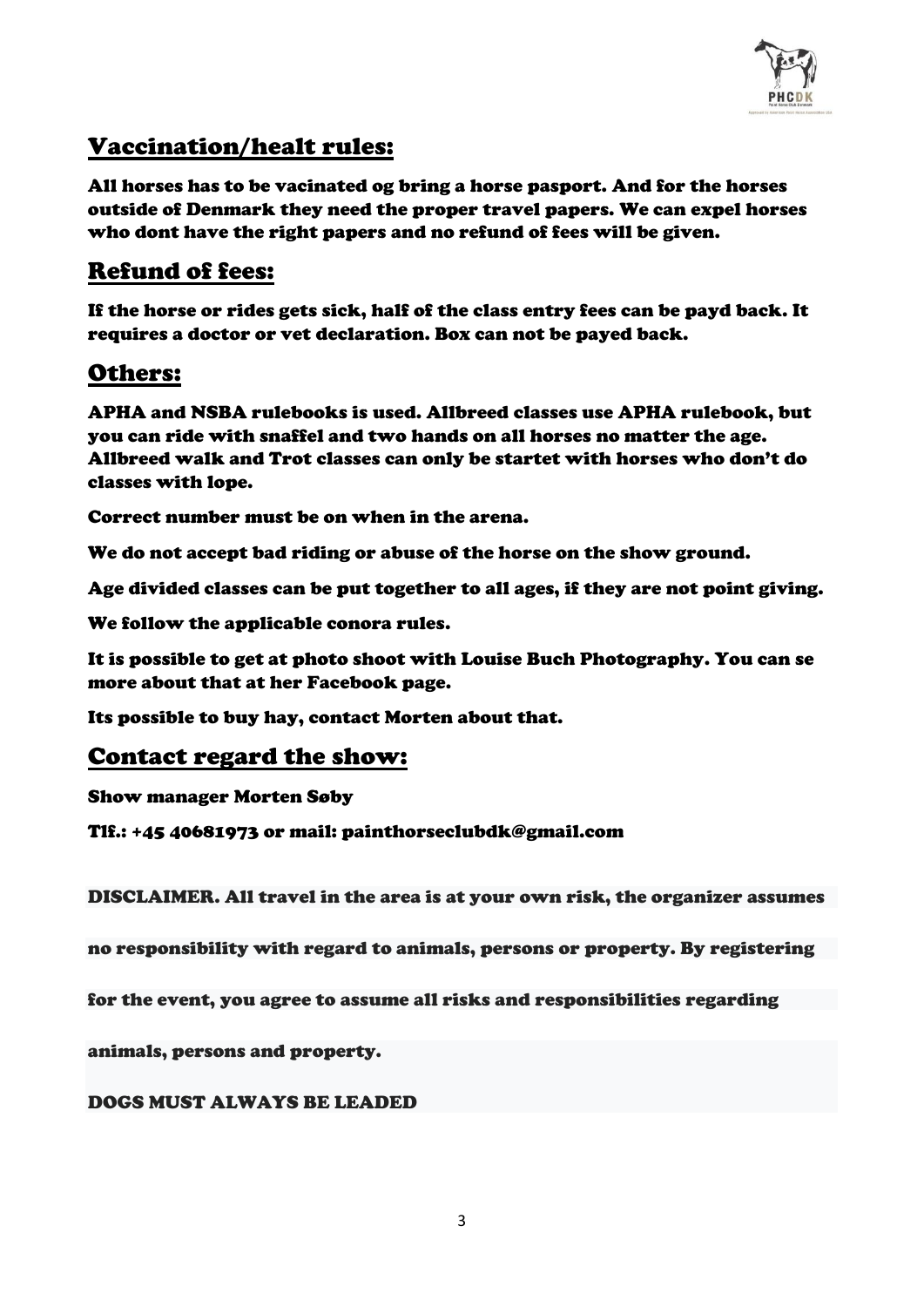## Vaccination/healt rules:

**All horses has to be vacinated og bring a horse pasport. And for the horses outside of Denmark they need the proper travel papers. We can expel horses who dont have the right papers and no refund of fees will be given.**

## Refund of fees:

**If the horse or rides gets sick, half of the class entry fees can be payd back. It requires a doctor or vet declaration. Box can not be payed back.**

## Others:

**APHA and NSBA rulebooks is used. Allbreed classes use APHA rulebook, but you can ride with snaffel and two hands on all horses no matter the age. Allbreed walk and Trot classes can only be startet with horses who don't do classes with lope.**

**Correct number must be on when in the arena.**

**We do not accept bad riding or abuse of the horse on the show ground.**

**Age divided classes can be put together to all ages, if they are not point giving.**

**We follow the applicable conora rules.**

**It is possible to get at photo shoot with Louise Buch Photography. You can se more about that at her Facebook page.**

**Its possible to buy hay, contact Morten about that.**

## Contact regard the show:

**Show manager Morten Søby**

**Tlf.: +45 40681973 or mail: painthorseclubdk@gmail.com**

**DISCLAIMER. All travel in the area is at your own risk, the organizer assumes no responsibility with regard to animals, persons or property. By registering for the event, you agree to assume all risks and responsibilities regarding animals, persons and property.**

**DOGS MUST ALWAYS BE LEADED**